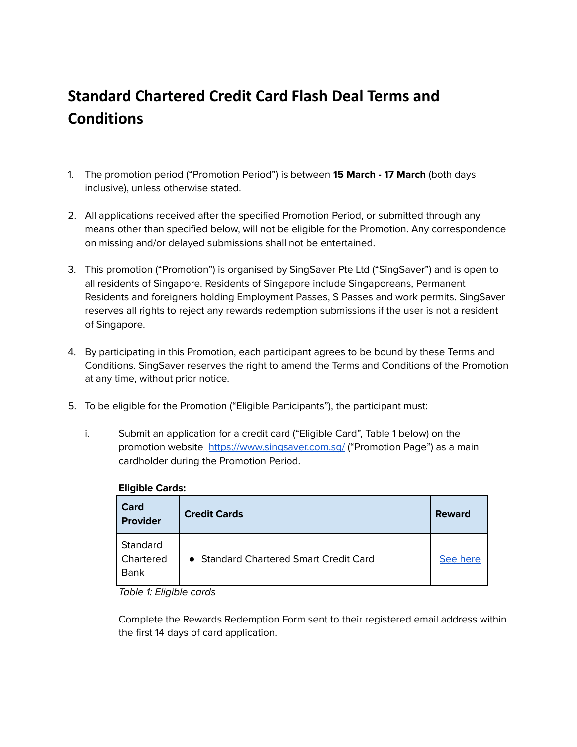# Standard Chartered Credit Card Flash Deal Terms and Conditions

1. The promotion period ("Promotion Period") is between **15 March - 17 March** (both days inclusive), unless otherwise stated.

2. All applications received after the specified Promotion Period, or submitted through any means other than specified below, will not be eligible for the Promotion. Any correspondence on missing and/or delayed submissions shall not be entertained.

3. This promotion ("Promotion") is organised by SingSaver Pte Ltd ("SingSaver") and is open to all residents of Singapore. Residents of Singapore include Singaporeans, Permanent Residents and foreigners holding Employment Passes, S Passes and work permits. SingSaver reserves all rights to reject any rewards redemption submissions if the user is not a resident of Singapore.

4. By participating in this Promotion, each participant agrees to be bound by these Terms and Conditions. SingSaver reserves the right to amend the Terms and Conditions of the Promotion at any time, without prior notice.

5. To be eligible for the Promotion ("Eligible Participants"), the participant must:

   i. Submit an application for a credit card ("Eligible Card", Table 1 below) on the promotion website [https://www.singsaver.com.sg/](https://www.singsaver.com.sg/) ("Promotion Page") as a main cardholder during the Promotion Period.

   **Eligible Cards:**

   | Card Provider | Credit Cards | Reward |
   | --- | --- | --- |
   | Standard Chartered Bank | • Standard Chartered Smart Credit Card | See here |

   *Table 1: Eligible cards*

   Complete the Rewards Redemption Form sent to their registered email address within the first 14 days of card application.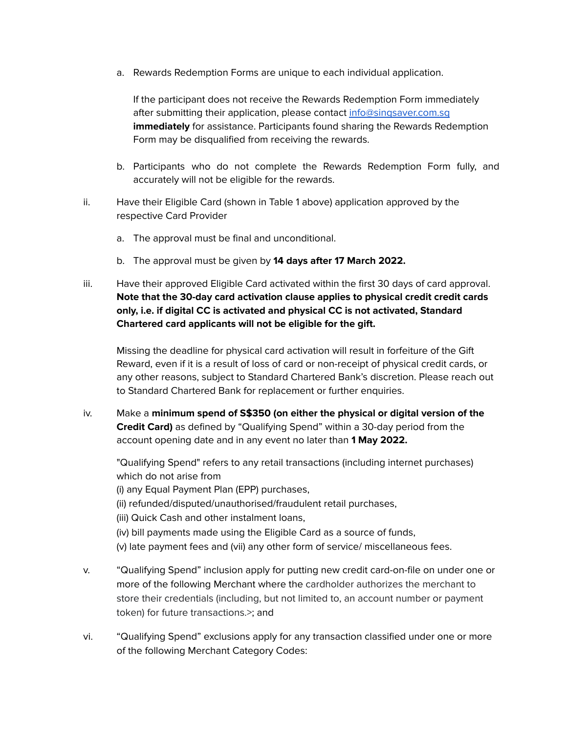a. Rewards Redemption Forms are unique to each individual application.

   If the participant does not receive the Rewards Redemption Form immediately after submitting their application, please contact [info@singsaver.com.sg](mailto:info@singsaver.com.sg) **immediately** for assistance. Participants found sharing the Rewards Redemption Form may be disqualified from receiving the rewards.

b. Participants who do not complete the Rewards Redemption Form fully, and accurately will not be eligible for the rewards.

ii. Have their Eligible Card (shown in Table 1 above) application approved by the respective Card Provider

   a. The approval must be final and unconditional.

   b. The approval must be given by **14 days after 17 March 2022.**

iii. Have their approved Eligible Card activated within the first 30 days of card approval. **Note that the 30-day card activation clause applies to physical credit credit cards only, i.e. if digital CC is activated and physical CC is not activated, Standard Chartered card applicants will not be eligible for the gift.**

   Missing the deadline for physical card activation will result in forfeiture of the Gift Reward, even if it is a result of loss of card or non-receipt of physical credit cards, or any other reasons, subject to Standard Chartered Bank's discretion. Please reach out to Standard Chartered Bank for replacement or further enquiries.

iv. Make a **minimum spend of S$350 (on either the physical or digital version of the Credit Card)** as defined by "Qualifying Spend" within a 30-day period from the account opening date and in any event no later than **1 May 2022.**

   "Qualifying Spend" refers to any retail transactions (including internet purchases) which do not arise from
   (i) any Equal Payment Plan (EPP) purchases,
   (ii) refunded/disputed/unauthorised/fraudulent retail purchases,
   (iii) Quick Cash and other instalment loans,
   (iv) bill payments made using the Eligible Card as a source of funds,
   (v) late payment fees and (vii) any other form of service/ miscellaneous fees.

v. "Qualifying Spend" inclusion apply for putting new credit card-on-file on under one or more of the following Merchant where the cardholder authorizes the merchant to store their credentials (including, but not limited to, an account number or payment token) for future transactions.>; and

vi. "Qualifying Spend" exclusions apply for any transaction classified under one or more of the following Merchant Category Codes: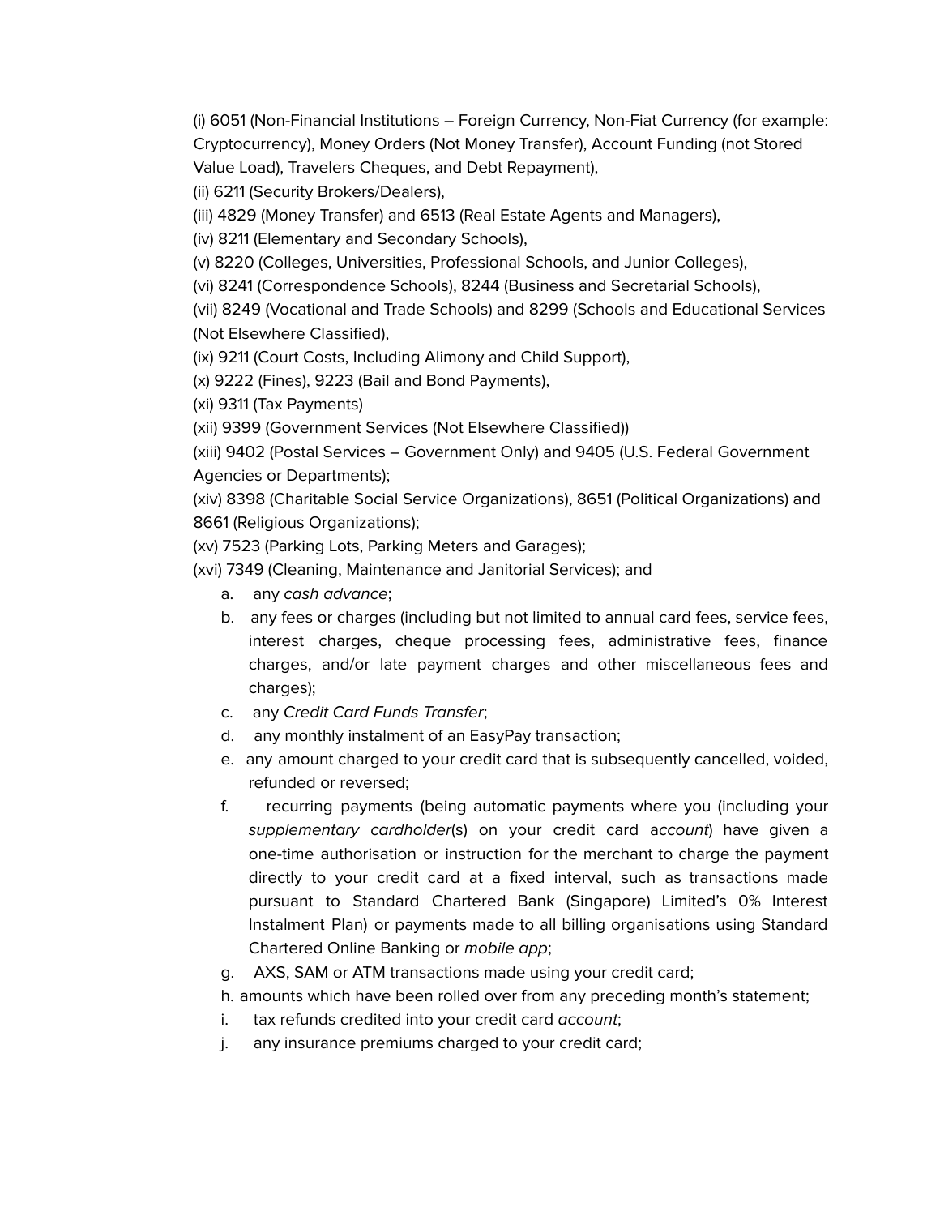(i) 6051 (Non-Financial Institutions – Foreign Currency, Non-Fiat Currency (for example: Cryptocurrency), Money Orders (Not Money Transfer), Account Funding (not Stored Value Load), Travelers Cheques, and Debt Repayment),

(ii) 6211 (Security Brokers/Dealers),

(iii) 4829 (Money Transfer) and 6513 (Real Estate Agents and Managers),

(iv) 8211 (Elementary and Secondary Schools),

(v) 8220 (Colleges, Universities, Professional Schools, and Junior Colleges),

(vi) 8241 (Correspondence Schools), 8244 (Business and Secretarial Schools),

(vii) 8249 (Vocational and Trade Schools) and 8299 (Schools and Educational Services (Not Elsewhere Classified),

(ix) 9211 (Court Costs, Including Alimony and Child Support),

(x) 9222 (Fines), 9223 (Bail and Bond Payments),

(xi) 9311 (Tax Payments)

(xii) 9399 (Government Services (Not Elsewhere Classified))

(xiii) 9402 (Postal Services – Government Only) and 9405 (U.S. Federal Government Agencies or Departments);

(xiv) 8398 (Charitable Social Service Organizations), 8651 (Political Organizations) and 8661 (Religious Organizations);

(xv) 7523 (Parking Lots, Parking Meters and Garages);

(xvi) 7349 (Cleaning, Maintenance and Janitorial Services); and

a. any *cash advance*;
b. any fees or charges (including but not limited to annual card fees, service fees, interest charges, cheque processing fees, administrative fees, finance charges, and/or late payment charges and other miscellaneous fees and charges);
c. any *Credit Card Funds Transfer*;
d. any monthly instalment of an EasyPay transaction;
e. any amount charged to your credit card that is subsequently cancelled, voided, refunded or reversed;
f. recurring payments (being automatic payments where you (including your *supplementary cardholder*(s) on your credit card a*ccount*) have given a one-time authorisation or instruction for the merchant to charge the payment directly to your credit card at a fixed interval, such as transactions made pursuant to Standard Chartered Bank (Singapore) Limited's 0% Interest Instalment Plan) or payments made to all billing organisations using Standard Chartered Online Banking or *mobile app*;
g. AXS, SAM or ATM transactions made using your credit card;
h. amounts which have been rolled over from any preceding month's statement;
i. tax refunds credited into your credit card *account*;
j. any insurance premiums charged to your credit card;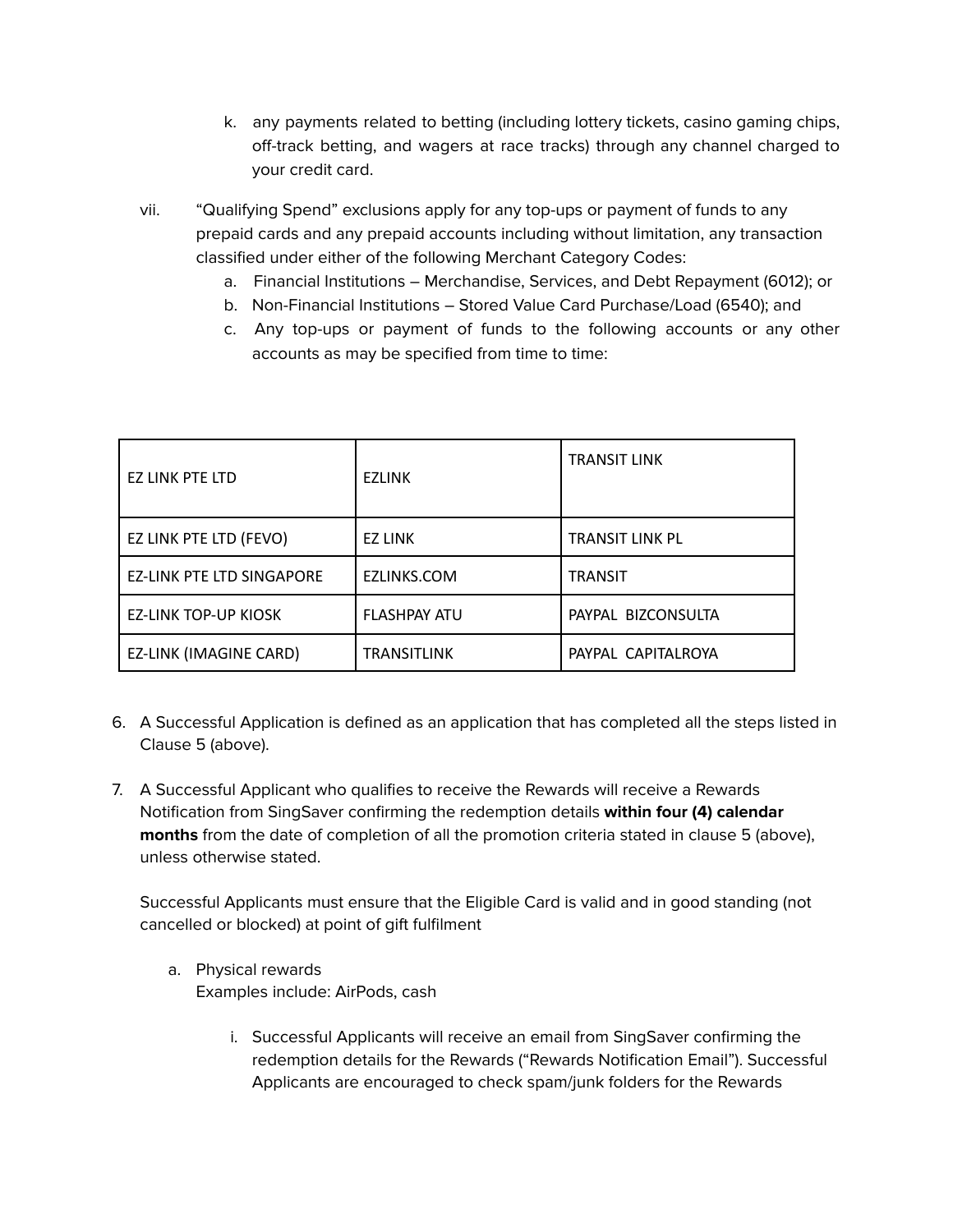k. any payments related to betting (including lottery tickets, casino gaming chips, off-track betting, and wagers at race tracks) through any channel charged to your credit card.

vii. "Qualifying Spend" exclusions apply for any top-ups or payment of funds to any prepaid cards and any prepaid accounts including without limitation, any transaction classified under either of the following Merchant Category Codes:

a. Financial Institutions – Merchandise, Services, and Debt Repayment (6012); or

b. Non-Financial Institutions – Stored Value Card Purchase/Load (6540); and

c. Any top-ups or payment of funds to the following accounts or any other accounts as may be specified from time to time:

| | | |
|---|---|---|
| EZ LINK PTE LTD | EZLINK | TRANSIT LINK |
| EZ LINK PTE LTD (FEVO) | EZ LINK | TRANSIT LINK PL |
| EZ-LINK PTE LTD SINGAPORE | EZLINKS.COM | TRANSIT |
| EZ-LINK TOP-UP KIOSK | FLASHPAY ATU | PAYPAL BIZCONSULTA |
| EZ-LINK (IMAGINE CARD) | TRANSITLINK | PAYPAL CAPITALROYA |

6. A Successful Application is defined as an application that has completed all the steps listed in Clause 5 (above).

7. A Successful Applicant who qualifies to receive the Rewards will receive a Rewards Notification from SingSaver confirming the redemption details **within four (4) calendar months** from the date of completion of all the promotion criteria stated in clause 5 (above), unless otherwise stated.

   Successful Applicants must ensure that the Eligible Card is valid and in good standing (not cancelled or blocked) at point of gift fulfilment

   a. Physical rewards
      Examples include: AirPods, cash

      i. Successful Applicants will receive an email from SingSaver confirming the redemption details for the Rewards ("Rewards Notification Email"). Successful Applicants are encouraged to check spam/junk folders for the Rewards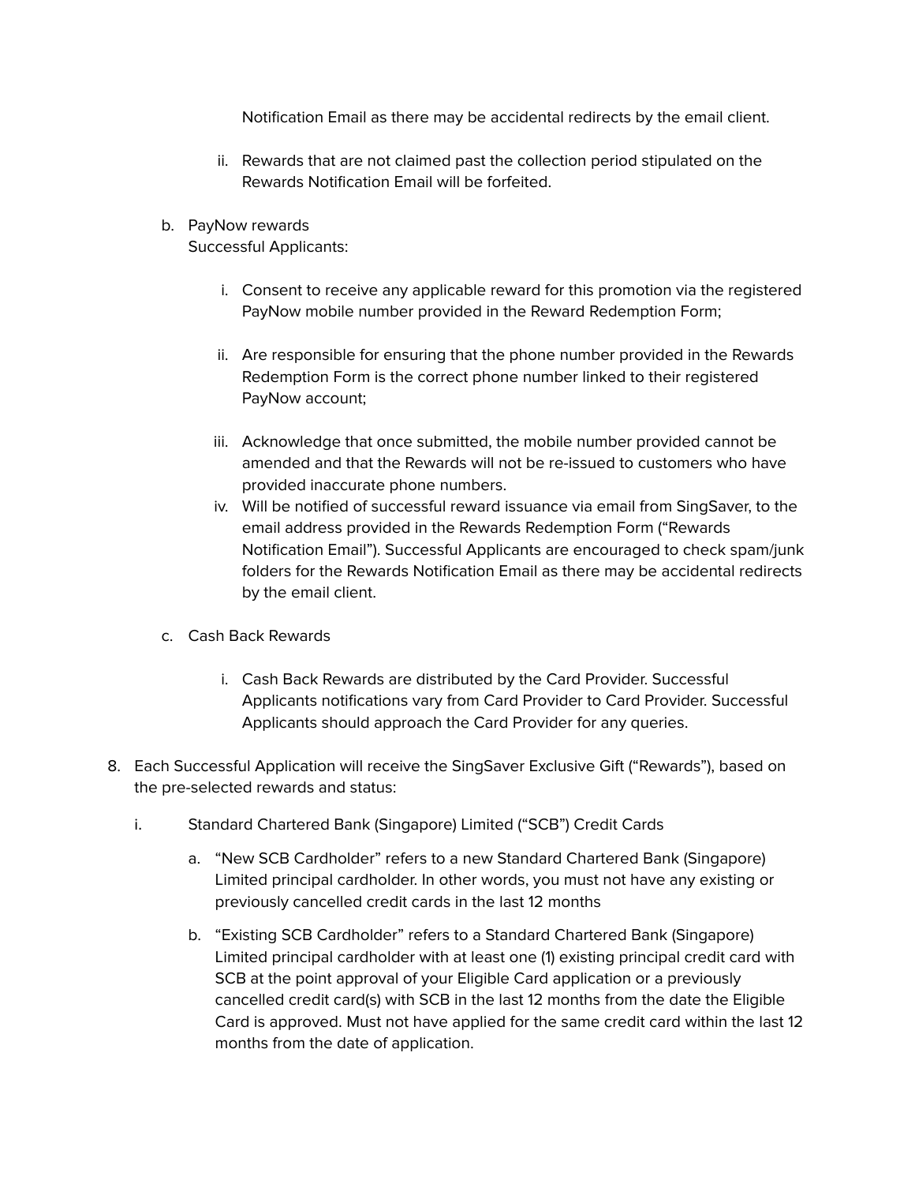Notification Email as there may be accidental redirects by the email client.

ii. Rewards that are not claimed past the collection period stipulated on the Rewards Notification Email will be forfeited.

b. PayNow rewards
Successful Applicants:

i. Consent to receive any applicable reward for this promotion via the registered PayNow mobile number provided in the Reward Redemption Form;

ii. Are responsible for ensuring that the phone number provided in the Rewards Redemption Form is the correct phone number linked to their registered PayNow account;

iii. Acknowledge that once submitted, the mobile number provided cannot be amended and that the Rewards will not be re-issued to customers who have provided inaccurate phone numbers.

iv. Will be notified of successful reward issuance via email from SingSaver, to the email address provided in the Rewards Redemption Form ("Rewards Notification Email"). Successful Applicants are encouraged to check spam/junk folders for the Rewards Notification Email as there may be accidental redirects by the email client.

c. Cash Back Rewards

i. Cash Back Rewards are distributed by the Card Provider. Successful Applicants notifications vary from Card Provider to Card Provider. Successful Applicants should approach the Card Provider for any queries.

8. Each Successful Application will receive the SingSaver Exclusive Gift ("Rewards"), based on the pre-selected rewards and status:

i. Standard Chartered Bank (Singapore) Limited ("SCB") Credit Cards

a. "New SCB Cardholder" refers to a new Standard Chartered Bank (Singapore) Limited principal cardholder. In other words, you must not have any existing or previously cancelled credit cards in the last 12 months

b. "Existing SCB Cardholder" refers to a Standard Chartered Bank (Singapore) Limited principal cardholder with at least one (1) existing principal credit card with SCB at the point approval of your Eligible Card application or a previously cancelled credit card(s) with SCB in the last 12 months from the date the Eligible Card is approved. Must not have applied for the same credit card within the last 12 months from the date of application.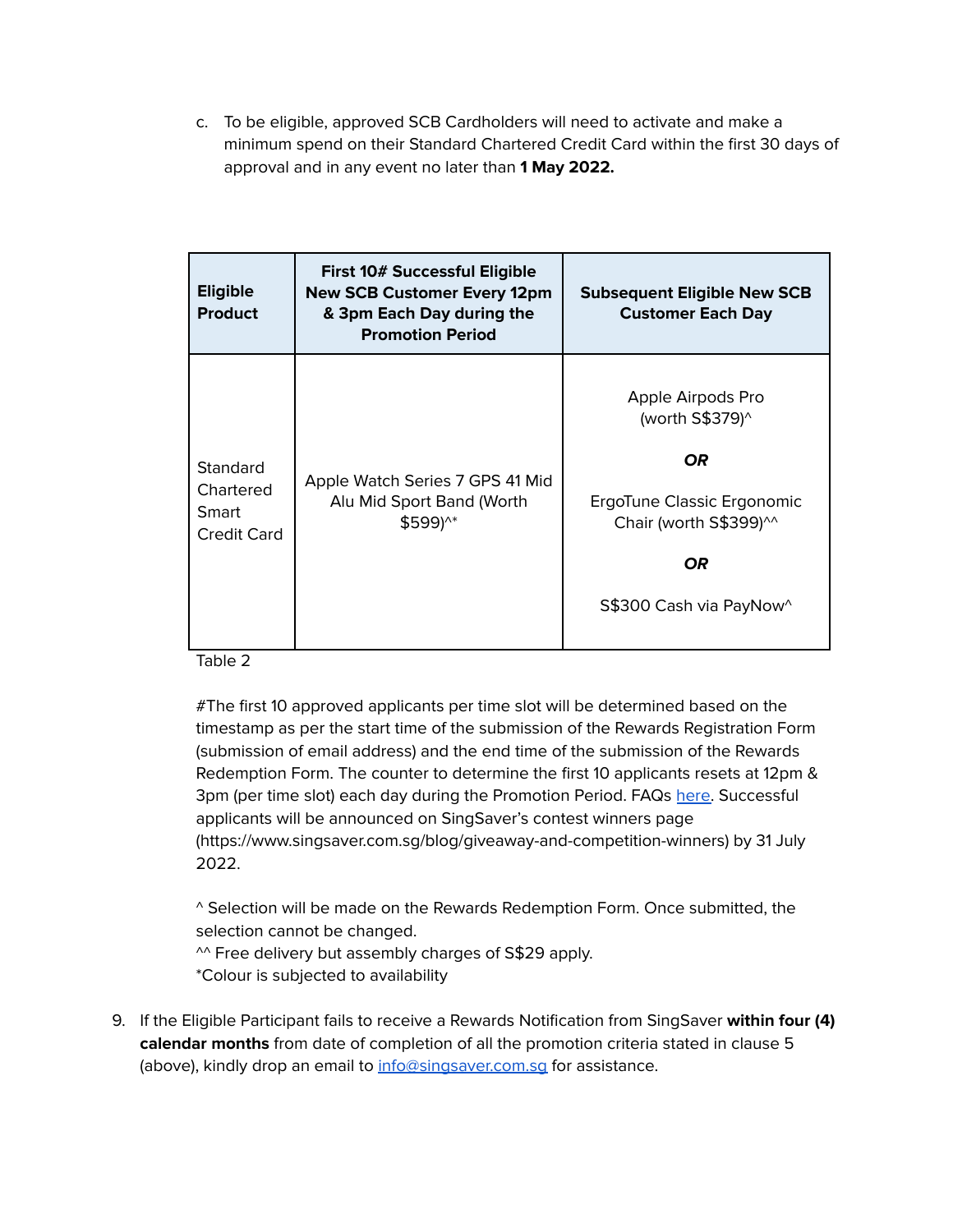c. To be eligible, approved SCB Cardholders will need to activate and make a minimum spend on their Standard Chartered Credit Card within the first 30 days of approval and in any event no later than **1 May 2022.**

| Eligible Product | First 10# Successful Eligible New SCB Customer Every 12pm & 3pm Each Day during the Promotion Period | Subsequent Eligible New SCB Customer Each Day |
|---|---|---|
| Standard Chartered Smart Credit Card | Apple Watch Series 7 GPS 41 Mid Alu Mid Sport Band (Worth $599)^* | Apple Airpods Pro (worth S$379)^ <br><br> ***OR*** <br><br> ErgoTune Classic Ergonomic Chair (worth S$399)^^ <br><br> ***OR*** <br><br> S$300 Cash via PayNow^ |

Table 2

#The first 10 approved applicants per time slot will be determined based on the timestamp as per the start time of the submission of the Rewards Registration Form (submission of email address) and the end time of the submission of the Rewards Redemption Form. The counter to determine the first 10 applicants resets at 12pm & 3pm (per time slot) each day during the Promotion Period. FAQs [here](). Successful applicants will be announced on SingSaver's contest winners page (https://www.singsaver.com.sg/blog/giveaway-and-competition-winners) by 31 July 2022.

^ Selection will be made on the Rewards Redemption Form. Once submitted, the selection cannot be changed.
^^ Free delivery but assembly charges of S$29 apply.
*Colour is subjected to availability

9. If the Eligible Participant fails to receive a Rewards Notification from SingSaver **within four (4) calendar months** from date of completion of all the promotion criteria stated in clause 5 (above), kindly drop an email to [info@singsaver.com.sg](mailto:info@singsaver.com.sg) for assistance.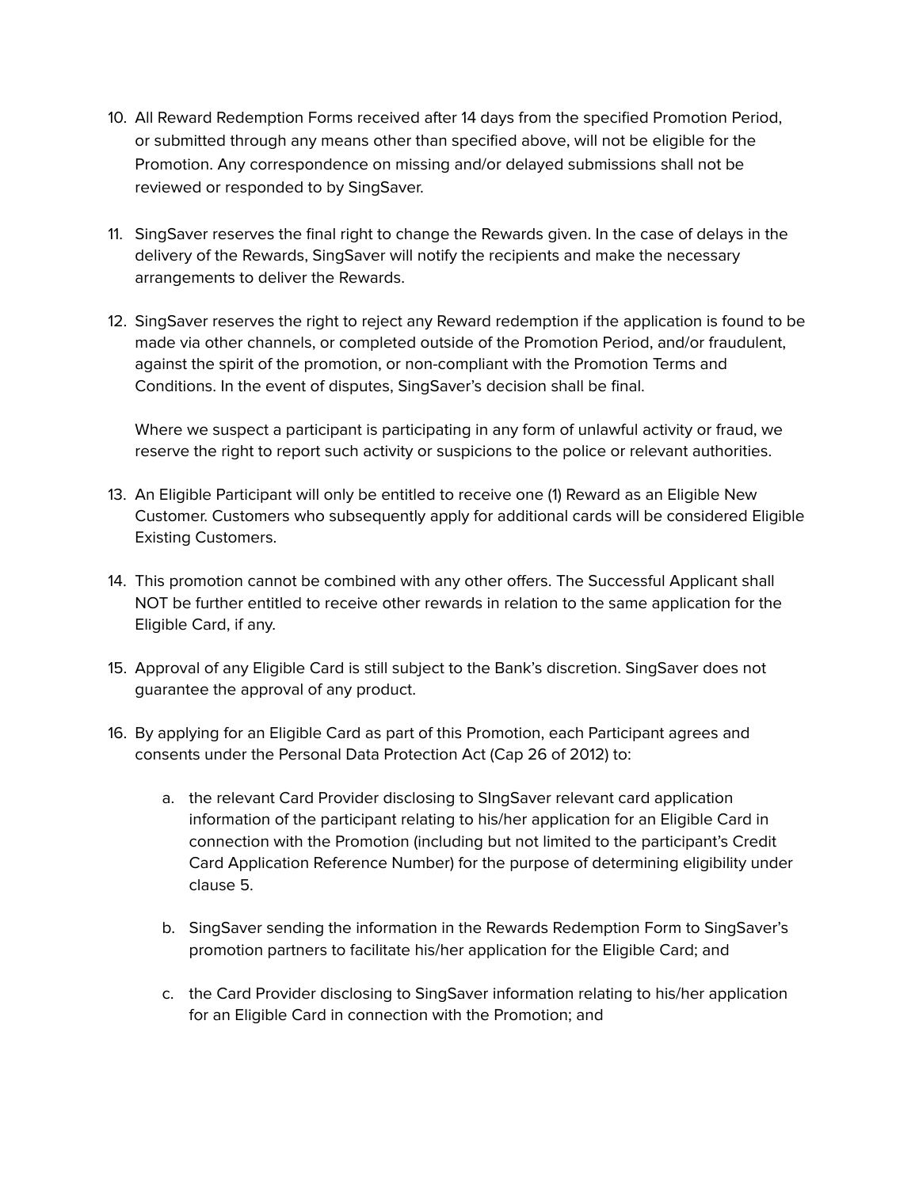10. All Reward Redemption Forms received after 14 days from the specified Promotion Period, or submitted through any means other than specified above, will not be eligible for the Promotion. Any correspondence on missing and/or delayed submissions shall not be reviewed or responded to by SingSaver.

11. SingSaver reserves the final right to change the Rewards given. In the case of delays in the delivery of the Rewards, SingSaver will notify the recipients and make the necessary arrangements to deliver the Rewards.

12. SingSaver reserves the right to reject any Reward redemption if the application is found to be made via other channels, or completed outside of the Promotion Period, and/or fraudulent, against the spirit of the promotion, or non-compliant with the Promotion Terms and Conditions. In the event of disputes, SingSaver's decision shall be final.

    Where we suspect a participant is participating in any form of unlawful activity or fraud, we reserve the right to report such activity or suspicions to the police or relevant authorities.

13. An Eligible Participant will only be entitled to receive one (1) Reward as an Eligible New Customer. Customers who subsequently apply for additional cards will be considered Eligible Existing Customers.

14. This promotion cannot be combined with any other offers. The Successful Applicant shall NOT be further entitled to receive other rewards in relation to the same application for the Eligible Card, if any.

15. Approval of any Eligible Card is still subject to the Bank's discretion. SingSaver does not guarantee the approval of any product.

16. By applying for an Eligible Card as part of this Promotion, each Participant agrees and consents under the Personal Data Protection Act (Cap 26 of 2012) to:

    a. the relevant Card Provider disclosing to SIngSaver relevant card application information of the participant relating to his/her application for an Eligible Card in connection with the Promotion (including but not limited to the participant's Credit Card Application Reference Number) for the purpose of determining eligibility under clause 5.

    b. SingSaver sending the information in the Rewards Redemption Form to SingSaver's promotion partners to facilitate his/her application for the Eligible Card; and

    c. the Card Provider disclosing to SingSaver information relating to his/her application for an Eligible Card in connection with the Promotion; and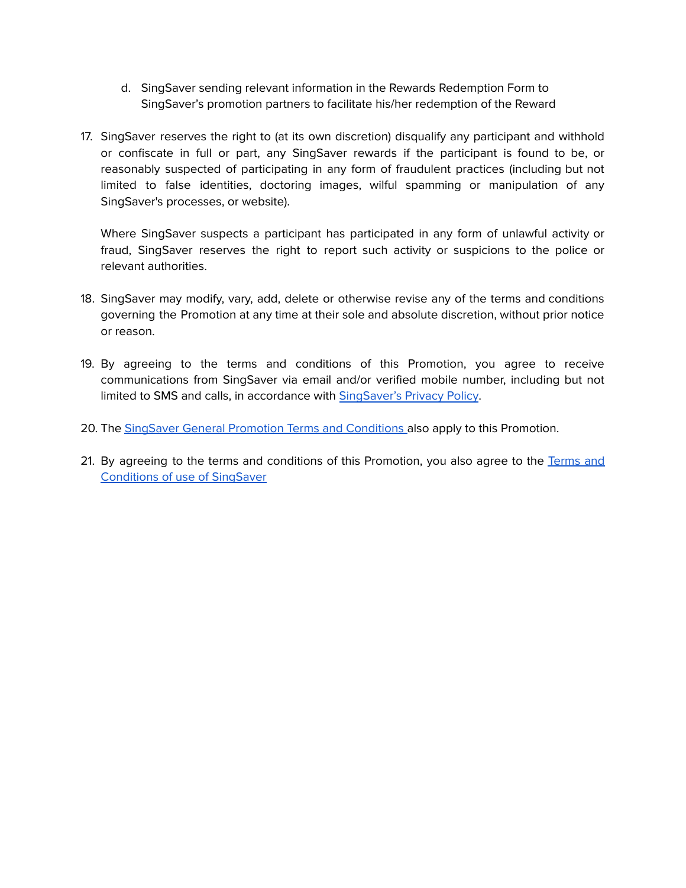d. SingSaver sending relevant information in the Rewards Redemption Form to SingSaver's promotion partners to facilitate his/her redemption of the Reward

17. SingSaver reserves the right to (at its own discretion) disqualify any participant and withhold or confiscate in full or part, any SingSaver rewards if the participant is found to be, or reasonably suspected of participating in any form of fraudulent practices (including but not limited to false identities, doctoring images, wilful spamming or manipulation of any SingSaver's processes, or website).

    Where SingSaver suspects a participant has participated in any form of unlawful activity or fraud, SingSaver reserves the right to report such activity or suspicions to the police or relevant authorities.

18. SingSaver may modify, vary, add, delete or otherwise revise any of the terms and conditions governing the Promotion at any time at their sole and absolute discretion, without prior notice or reason.

19. By agreeing to the terms and conditions of this Promotion, you agree to receive communications from SingSaver via email and/or verified mobile number, including but not limited to SMS and calls, in accordance with [SingSaver's Privacy Policy](#).

20. The [SingSaver General Promotion Terms and Conditions](#) also apply to this Promotion.

21. By agreeing to the terms and conditions of this Promotion, you also agree to the [Terms and Conditions of use of SingSaver](#)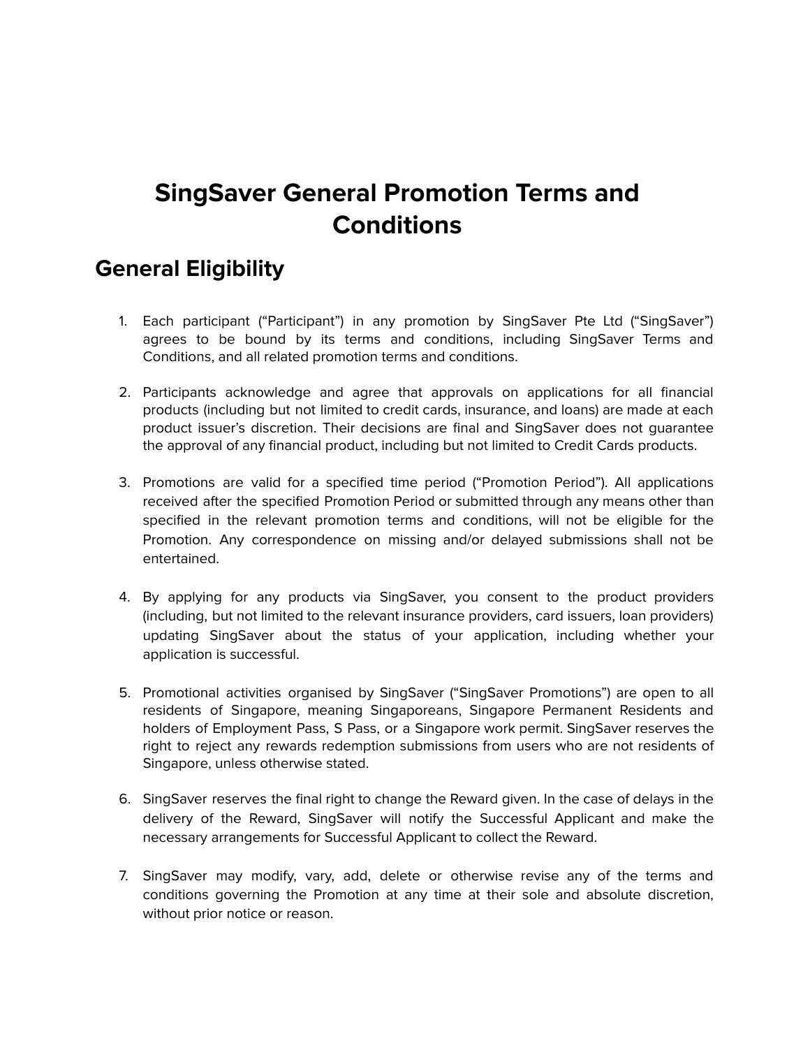# SingSaver General Promotion Terms and Conditions

## General Eligibility

1. Each participant ("Participant") in any promotion by SingSaver Pte Ltd ("SingSaver") agrees to be bound by its terms and conditions, including SingSaver Terms and Conditions, and all related promotion terms and conditions.

2. Participants acknowledge and agree that approvals on applications for all financial products (including but not limited to credit cards, insurance, and loans) are made at each product issuer's discretion. Their decisions are final and SingSaver does not guarantee the approval of any financial product, including but not limited to Credit Cards products.

3. Promotions are valid for a specified time period ("Promotion Period"). All applications received after the specified Promotion Period or submitted through any means other than specified in the relevant promotion terms and conditions, will not be eligible for the Promotion. Any correspondence on missing and/or delayed submissions shall not be entertained.

4. By applying for any products via SingSaver, you consent to the product providers (including, but not limited to the relevant insurance providers, card issuers, loan providers) updating SingSaver about the status of your application, including whether your application is successful.

5. Promotional activities organised by SingSaver ("SingSaver Promotions") are open to all residents of Singapore, meaning Singaporeans, Singapore Permanent Residents and holders of Employment Pass, S Pass, or a Singapore work permit. SingSaver reserves the right to reject any rewards redemption submissions from users who are not residents of Singapore, unless otherwise stated.

6. SingSaver reserves the final right to change the Reward given. In the case of delays in the delivery of the Reward, SingSaver will notify the Successful Applicant and make the necessary arrangements for Successful Applicant to collect the Reward.

7. SingSaver may modify, vary, add, delete or otherwise revise any of the terms and conditions governing the Promotion at any time at their sole and absolute discretion, without prior notice or reason.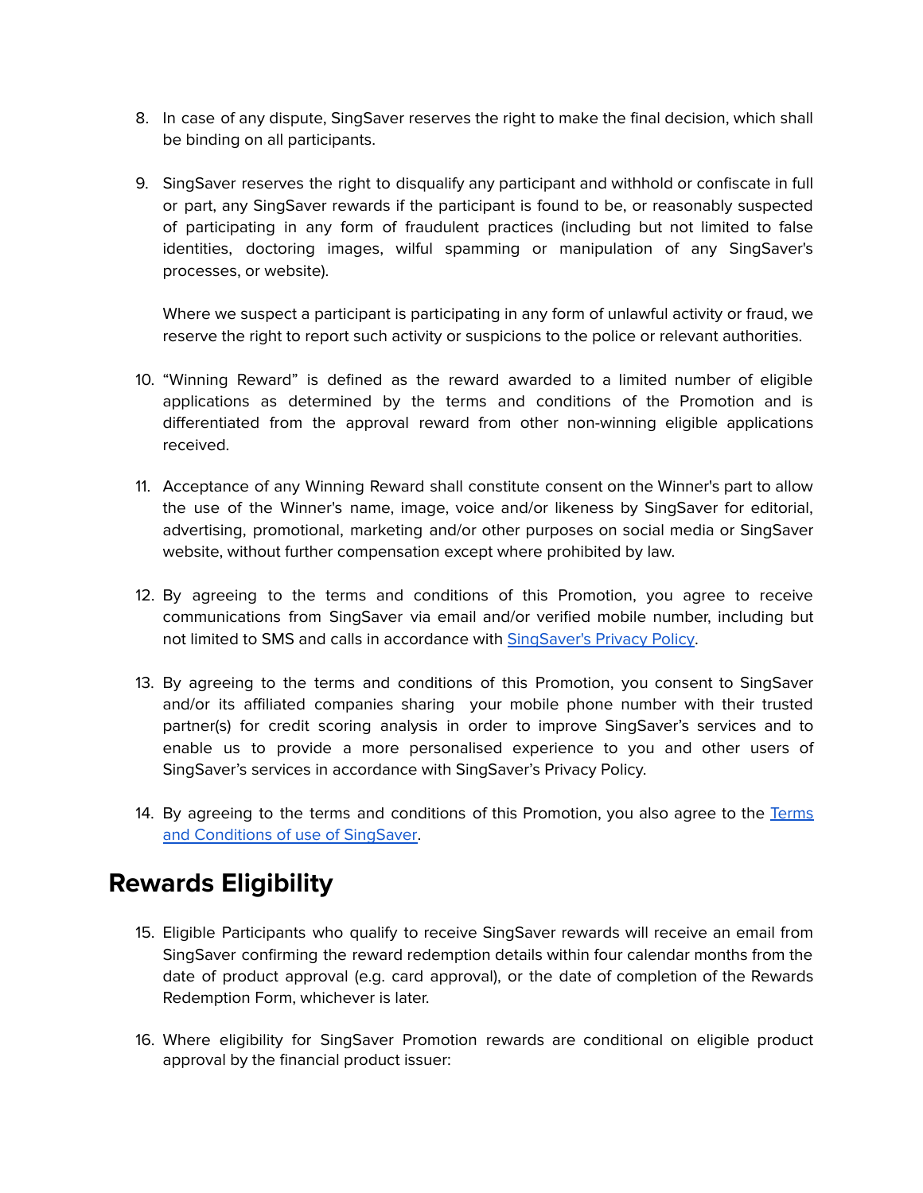8. In case of any dispute, SingSaver reserves the right to make the final decision, which shall be binding on all participants.

9. SingSaver reserves the right to disqualify any participant and withhold or confiscate in full or part, any SingSaver rewards if the participant is found to be, or reasonably suspected of participating in any form of fraudulent practices (including but not limited to false identities, doctoring images, wilful spamming or manipulation of any SingSaver's processes, or website).

   Where we suspect a participant is participating in any form of unlawful activity or fraud, we reserve the right to report such activity or suspicions to the police or relevant authorities.

10. "Winning Reward" is defined as the reward awarded to a limited number of eligible applications as determined by the terms and conditions of the Promotion and is differentiated from the approval reward from other non-winning eligible applications received.

11. Acceptance of any Winning Reward shall constitute consent on the Winner's part to allow the use of the Winner's name, image, voice and/or likeness by SingSaver for editorial, advertising, promotional, marketing and/or other purposes on social media or SingSaver website, without further compensation except where prohibited by law.

12. By agreeing to the terms and conditions of this Promotion, you agree to receive communications from SingSaver via email and/or verified mobile number, including but not limited to SMS and calls in accordance with [SingSaver's Privacy Policy]().

13. By agreeing to the terms and conditions of this Promotion, you consent to SingSaver and/or its affiliated companies sharing your mobile phone number with their trusted partner(s) for credit scoring analysis in order to improve SingSaver's services and to enable us to provide a more personalised experience to you and other users of SingSaver's services in accordance with SingSaver's Privacy Policy.

14. By agreeing to the terms and conditions of this Promotion, you also agree to the [Terms and Conditions of use of SingSaver]().

## Rewards Eligibility

15. Eligible Participants who qualify to receive SingSaver rewards will receive an email from SingSaver confirming the reward redemption details within four calendar months from the date of product approval (e.g. card approval), or the date of completion of the Rewards Redemption Form, whichever is later.

16. Where eligibility for SingSaver Promotion rewards are conditional on eligible product approval by the financial product issuer: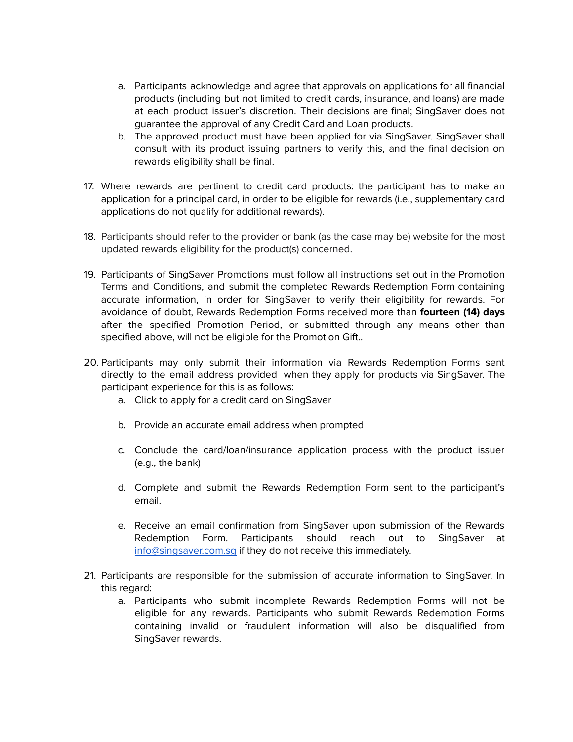a. Participants acknowledge and agree that approvals on applications for all financial products (including but not limited to credit cards, insurance, and loans) are made at each product issuer's discretion. Their decisions are final; SingSaver does not guarantee the approval of any Credit Card and Loan products.
   b. The approved product must have been applied for via SingSaver. SingSaver shall consult with its product issuing partners to verify this, and the final decision on rewards eligibility shall be final.

17. Where rewards are pertinent to credit card products: the participant has to make an application for a principal card, in order to be eligible for rewards (i.e., supplementary card applications do not qualify for additional rewards).

18. Participants should refer to the provider or bank (as the case may be) website for the most updated rewards eligibility for the product(s) concerned.

19. Participants of SingSaver Promotions must follow all instructions set out in the Promotion Terms and Conditions, and submit the completed Rewards Redemption Form containing accurate information, in order for SingSaver to verify their eligibility for rewards. For avoidance of doubt, Rewards Redemption Forms received more than **fourteen (14) days** after the specified Promotion Period, or submitted through any means other than specified above, will not be eligible for the Promotion Gift..

20. Participants may only submit their information via Rewards Redemption Forms sent directly to the email address provided when they apply for products via SingSaver. The participant experience for this is as follows:
    a. Click to apply for a credit card on SingSaver
    b. Provide an accurate email address when prompted
    c. Conclude the card/loan/insurance application process with the product issuer (e.g., the bank)
    d. Complete and submit the Rewards Redemption Form sent to the participant's email.
    e. Receive an email confirmation from SingSaver upon submission of the Rewards Redemption Form. Participants should reach out to SingSaver at [info@singsaver.com.sg](mailto:info@singsaver.com.sg) if they do not receive this immediately.

21. Participants are responsible for the submission of accurate information to SingSaver. In this regard:
    a. Participants who submit incomplete Rewards Redemption Forms will not be eligible for any rewards. Participants who submit Rewards Redemption Forms containing invalid or fraudulent information will also be disqualified from SingSaver rewards.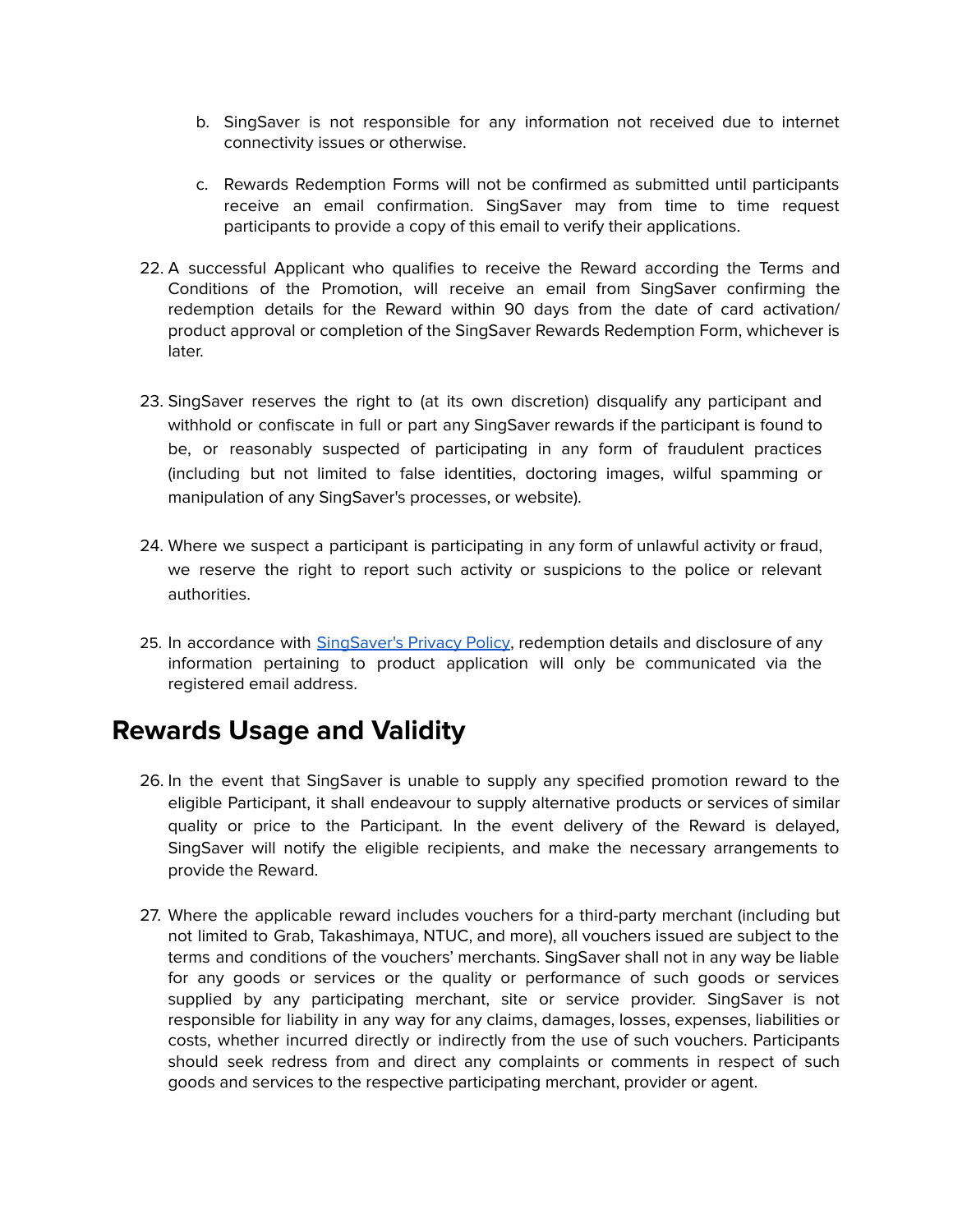b. SingSaver is not responsible for any information not received due to internet connectivity issues or otherwise.

c. Rewards Redemption Forms will not be confirmed as submitted until participants receive an email confirmation. SingSaver may from time to time request participants to provide a copy of this email to verify their applications.

22. A successful Applicant who qualifies to receive the Reward according the Terms and Conditions of the Promotion, will receive an email from SingSaver confirming the redemption details for the Reward within 90 days from the date of card activation/ product approval or completion of the SingSaver Rewards Redemption Form, whichever is later.

23. SingSaver reserves the right to (at its own discretion) disqualify any participant and withhold or confiscate in full or part any SingSaver rewards if the participant is found to be, or reasonably suspected of participating in any form of fraudulent practices (including but not limited to false identities, doctoring images, wilful spamming or manipulation of any SingSaver's processes, or website).

24. Where we suspect a participant is participating in any form of unlawful activity or fraud, we reserve the right to report such activity or suspicions to the police or relevant authorities.

25. In accordance with SingSaver's Privacy Policy, redemption details and disclosure of any information pertaining to product application will only be communicated via the registered email address.

## Rewards Usage and Validity

26. In the event that SingSaver is unable to supply any specified promotion reward to the eligible Participant, it shall endeavour to supply alternative products or services of similar quality or price to the Participant. In the event delivery of the Reward is delayed, SingSaver will notify the eligible recipients, and make the necessary arrangements to provide the Reward.

27. Where the applicable reward includes vouchers for a third-party merchant (including but not limited to Grab, Takashimaya, NTUC, and more), all vouchers issued are subject to the terms and conditions of the vouchers' merchants. SingSaver shall not in any way be liable for any goods or services or the quality or performance of such goods or services supplied by any participating merchant, site or service provider. SingSaver is not responsible for liability in any way for any claims, damages, losses, expenses, liabilities or costs, whether incurred directly or indirectly from the use of such vouchers. Participants should seek redress from and direct any complaints or comments in respect of such goods and services to the respective participating merchant, provider or agent.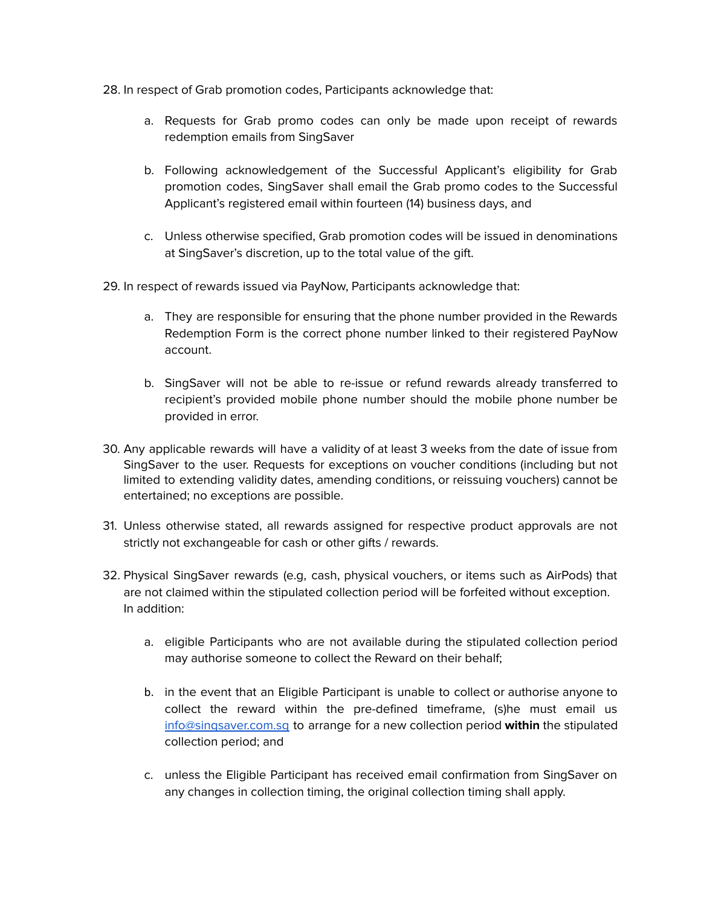28. In respect of Grab promotion codes, Participants acknowledge that:

    a. Requests for Grab promo codes can only be made upon receipt of rewards redemption emails from SingSaver

    b. Following acknowledgement of the Successful Applicant's eligibility for Grab promotion codes, SingSaver shall email the Grab promo codes to the Successful Applicant's registered email within fourteen (14) business days, and

    c. Unless otherwise specified, Grab promotion codes will be issued in denominations at SingSaver's discretion, up to the total value of the gift.

29. In respect of rewards issued via PayNow, Participants acknowledge that:

    a. They are responsible for ensuring that the phone number provided in the Rewards Redemption Form is the correct phone number linked to their registered PayNow account.

    b. SingSaver will not be able to re-issue or refund rewards already transferred to recipient's provided mobile phone number should the mobile phone number be provided in error.

30. Any applicable rewards will have a validity of at least 3 weeks from the date of issue from SingSaver to the user. Requests for exceptions on voucher conditions (including but not limited to extending validity dates, amending conditions, or reissuing vouchers) cannot be entertained; no exceptions are possible.

31. Unless otherwise stated, all rewards assigned for respective product approvals are not strictly not exchangeable for cash or other gifts / rewards.

32. Physical SingSaver rewards (e.g, cash, physical vouchers, or items such as AirPods) that are not claimed within the stipulated collection period will be forfeited without exception. In addition:

    a. eligible Participants who are not available during the stipulated collection period may authorise someone to collect the Reward on their behalf;

    b. in the event that an Eligible Participant is unable to collect or authorise anyone to collect the reward within the pre-defined timeframe, (s)he must email us [info@singsaver.com.sg](mailto:info@singsaver.com.sg) to arrange for a new collection period **within** the stipulated collection period; and

    c. unless the Eligible Participant has received email confirmation from SingSaver on any changes in collection timing, the original collection timing shall apply.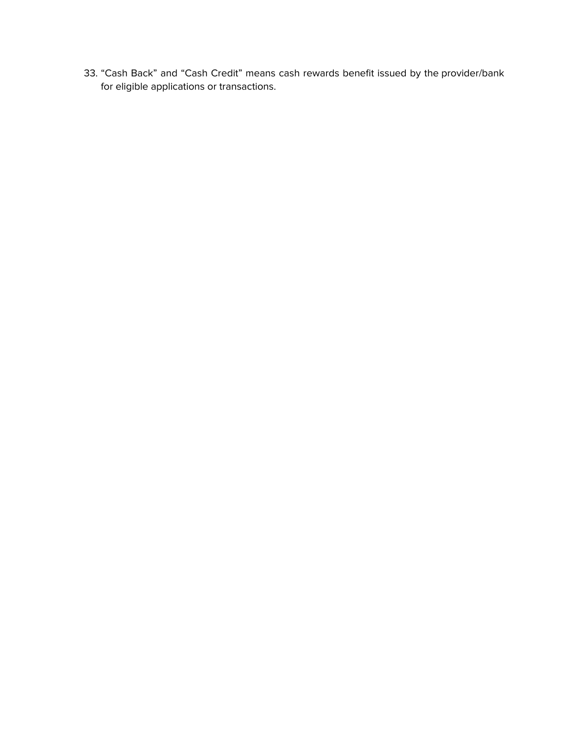33. "Cash Back" and "Cash Credit" means cash rewards benefit issued by the provider/bank for eligible applications or transactions.